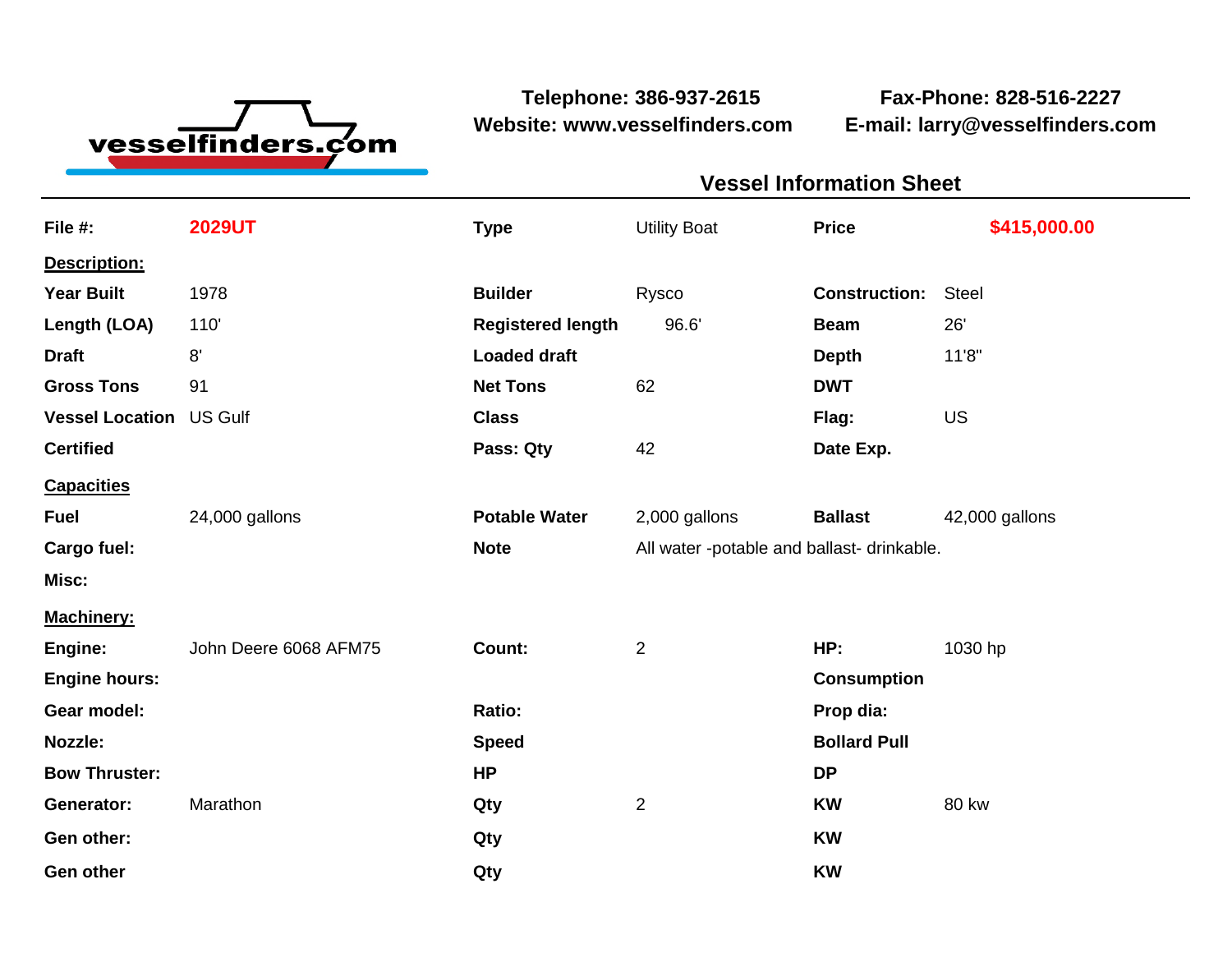vesselfinders.com

**Telephone: 386-937-2615**
**Website: www.vesselfinders.com**

**Fax-Phone: 828-516-2227**
**E-mail: larry@vesselfinders.com**

## Vessel Information Sheet

| | | | | | |
|---|---|---|---|---|---|
| **File #:** | **2029UT** | **Type** | Utility Boat | **Price** | **$415,000.00** |

**Description:**

| | | | | | |
|---|---|---|---|---|---|
| **Year Built** | 1978 | **Builder** | Rysco | **Construction:** | Steel |
| **Length (LOA)** | 110' | **Registered length** | 96.6' | **Beam** | 26' |
| **Draft** | 8' | **Loaded draft** | | **Depth** | 11'8" |
| **Gross Tons** | 91 | **Net Tons** | 62 | **DWT** | |
| **Vessel Location** | US Gulf | **Class** | | **Flag:** | US |
| **Certified** | | **Pass: Qty** | 42 | **Date Exp.** | |

**Capacities**

| | | | | | |
|---|---|---|---|---|---|
| **Fuel** | 24,000 gallons | **Potable Water** | 2,000 gallons | **Ballast** | 42,000 gallons |
| **Cargo fuel:** | | **Note** | All water -potable and ballast- drinkable. | | |
| **Misc:** | | | | | |

**Machinery:**

| | | | | | |
|---|---|---|---|---|---|
| **Engine:** | John Deere 6068 AFM75 | **Count:** | 2 | **HP:** | 1030 hp |
| **Engine hours:** | | | | **Consumption** | |
| **Gear model:** | | **Ratio:** | | **Prop dia:** | |
| **Nozzle:** | | **Speed** | | **Bollard Pull** | |
| **Bow Thruster:** | | **HP** | | **DP** | |
| **Generator:** | Marathon | **Qty** | 2 | **KW** | 80 kw |
| **Gen other:** | | **Qty** | | **KW** | |
| **Gen other** | | **Qty** | | **KW** | |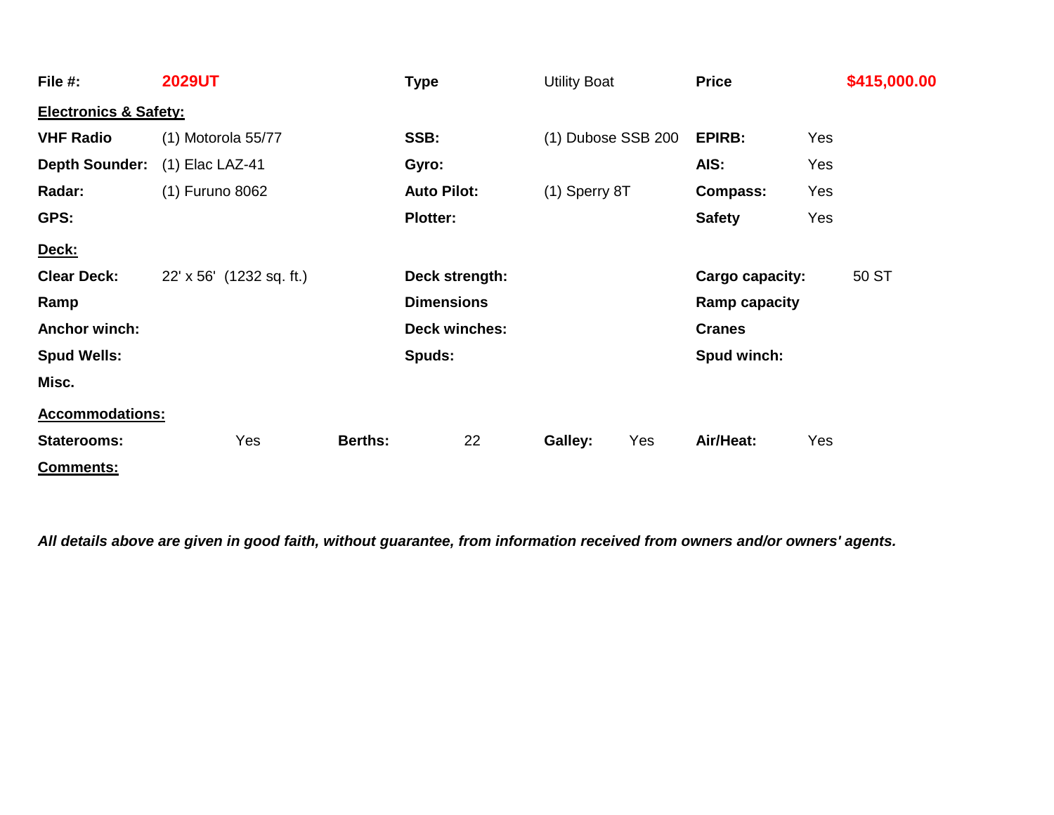| | | | | | | |
|---|---|---|---|---|---|---|
| **File #:** | **2029UT** | **Type** | Utility Boat | **Price** | | **$415,000.00** |

**Electronics & Safety:**

| | | | | | |
|---|---|---|---|---|---|
| **VHF Radio** | (1) Motorola 55/77 | **SSB:** | (1) Dubose SSB 200 | **EPIRB:** | Yes |
| **Depth Sounder:** | (1) Elac LAZ-41 | **Gyro:** | | **AIS:** | Yes |
| **Radar:** | (1) Furuno 8062 | **Auto Pilot:** | (1) Sperry 8T | **Compass:** | Yes |
| **GPS:** | | **Plotter:** | | **Safety** | Yes |

**Deck:**

| | | | | | |
|---|---|---|---|---|---|
| **Clear Deck:** | 22' x 56' (1232 sq. ft.) | **Deck strength:** | | **Cargo capacity:** | 50 ST |
| **Ramp** | | **Dimensions** | | **Ramp capacity** | |
| **Anchor winch:** | | **Deck winches:** | | **Cranes** | |
| **Spud Wells:** | | **Spuds:** | | **Spud winch:** | |
| **Misc.** | | | | | |

**Accommodations:**

| | | | | | | | |
|---|---|---|---|---|---|---|---|
| **Staterooms:** | Yes | **Berths:** | 22 | **Galley:** | Yes | **Air/Heat:** | Yes |

**Comments:**

***All details above are given in good faith, without guarantee, from information received from owners and/or owners' agents.***